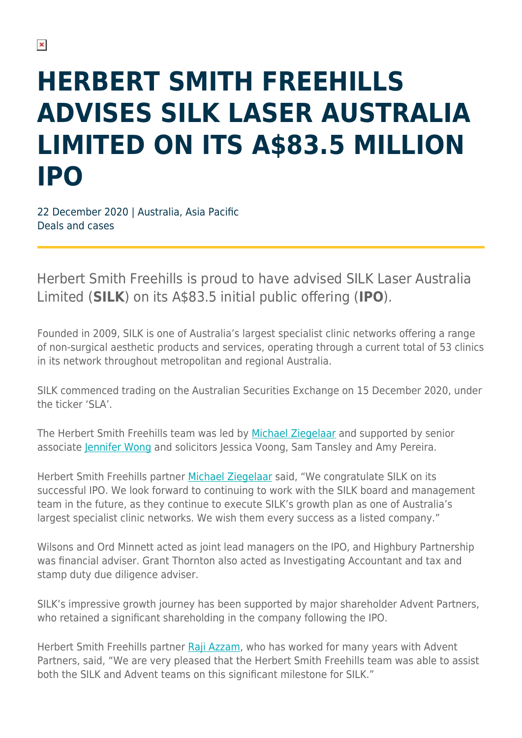# HERBERT SMITH FREEHILLS ADVISES SILK LASER AUSTRALIA LIMITED ON ITS A$83.5 MILLION IPO

22 December 2020 | Australia, Asia Pacific
Deals and cases

Herbert Smith Freehills is proud to have advised SILK Laser Australia Limited (**SILK**) on its A$83.5 initial public offering (**IPO**).

Founded in 2009, SILK is one of Australia's largest specialist clinic networks offering a range of non-surgical aesthetic products and services, operating through a current total of 53 clinics in its network throughout metropolitan and regional Australia.

SILK commenced trading on the Australian Securities Exchange on 15 December 2020, under the ticker 'SLA'.

The Herbert Smith Freehills team was led by Michael Ziegelaar and supported by senior associate Jennifer Wong and solicitors Jessica Voong, Sam Tansley and Amy Pereira.

Herbert Smith Freehills partner Michael Ziegelaar said, "We congratulate SILK on its successful IPO. We look forward to continuing to work with the SILK board and management team in the future, as they continue to execute SILK's growth plan as one of Australia's largest specialist clinic networks. We wish them every success as a listed company."

Wilsons and Ord Minnett acted as joint lead managers on the IPO, and Highbury Partnership was financial adviser. Grant Thornton also acted as Investigating Accountant and tax and stamp duty due diligence adviser.

SILK's impressive growth journey has been supported by major shareholder Advent Partners, who retained a significant shareholding in the company following the IPO.

Herbert Smith Freehills partner Raji Azzam, who has worked for many years with Advent Partners, said, "We are very pleased that the Herbert Smith Freehills team was able to assist both the SILK and Advent teams on this significant milestone for SILK."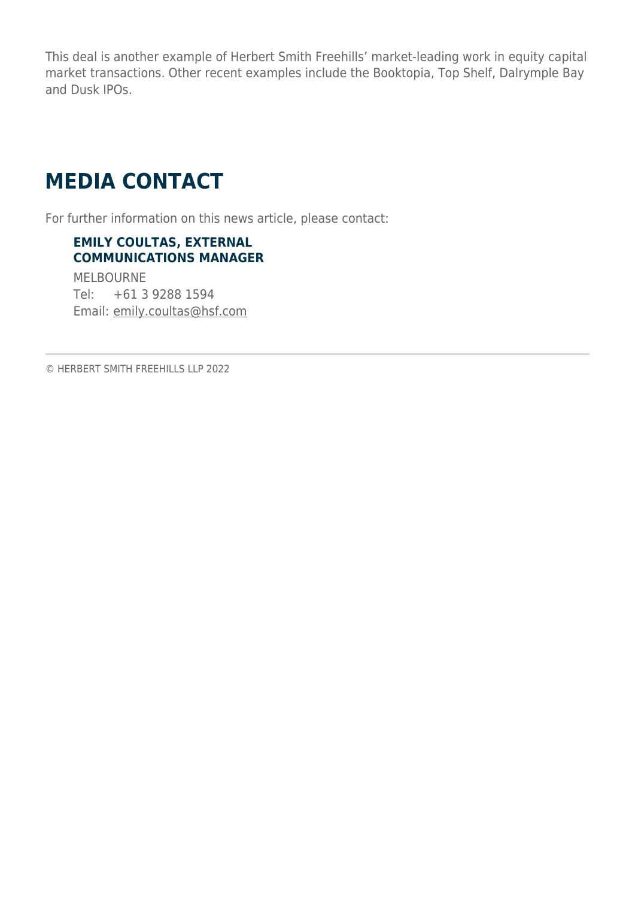This deal is another example of Herbert Smith Freehills' market-leading work in equity capital market transactions. Other recent examples include the Booktopia, Top Shelf, Dalrymple Bay and Dusk IPOs.

## MEDIA CONTACT

For further information on this news article, please contact:

**EMILY COULTAS, EXTERNAL COMMUNICATIONS MANAGER**

MELBOURNE
Tel: +61 3 9288 1594
Email: emily.coultas@hsf.com

© HERBERT SMITH FREEHILLS LLP 2022